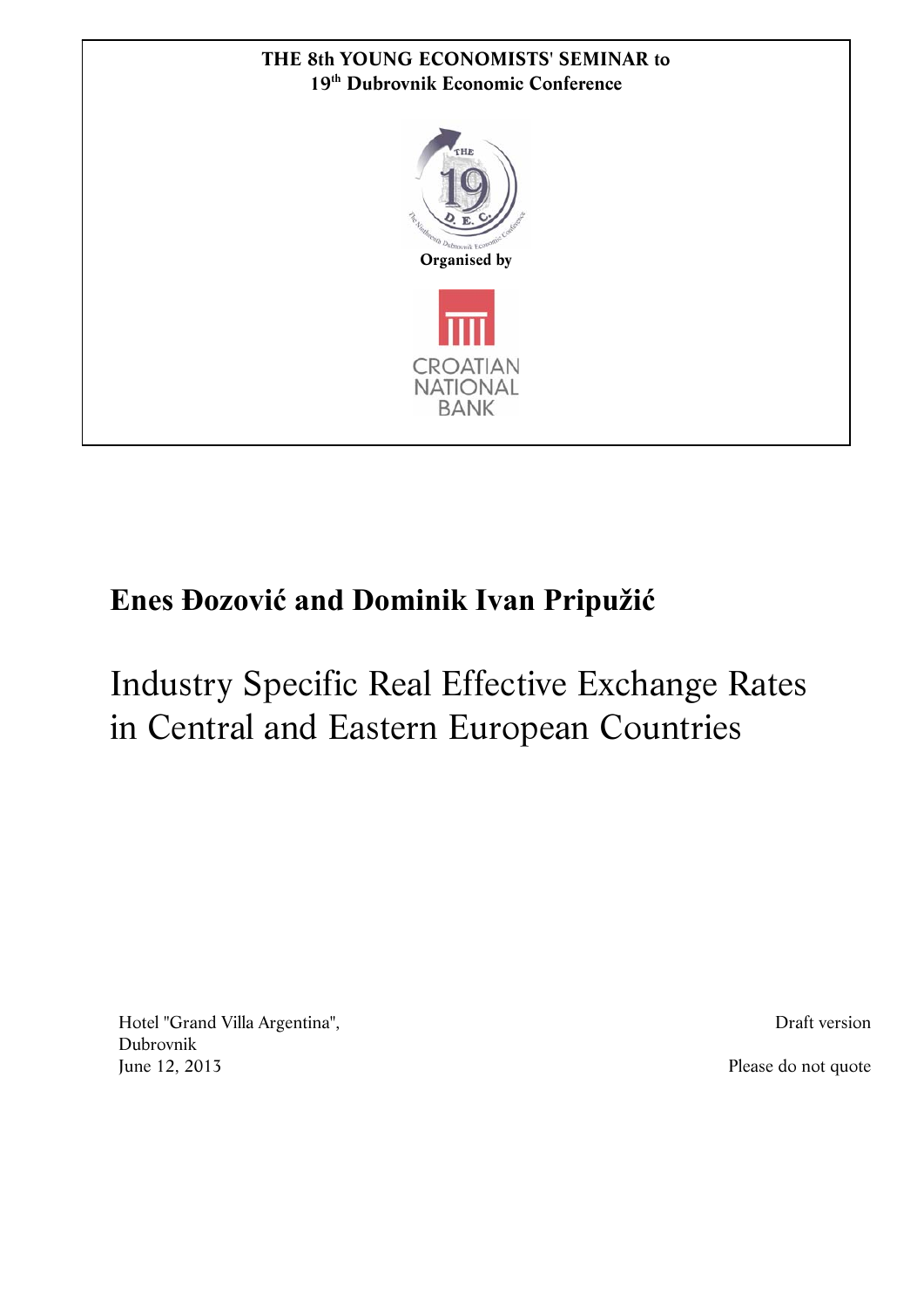**THE 8th YOUNG ECONOMISTS' SEMINAR to**
**19th Dubrovnik Economic Conference**

**Organised by**

CROATIAN NATIONAL BANK

## Enes Đozović and Dominik Ivan Pripužić

# Industry Specific Real Effective Exchange Rates in Central and Eastern European Countries

Hotel "Grand Villa Argentina",
Dubrovnik
June 12, 2013

Draft version

Please do not quote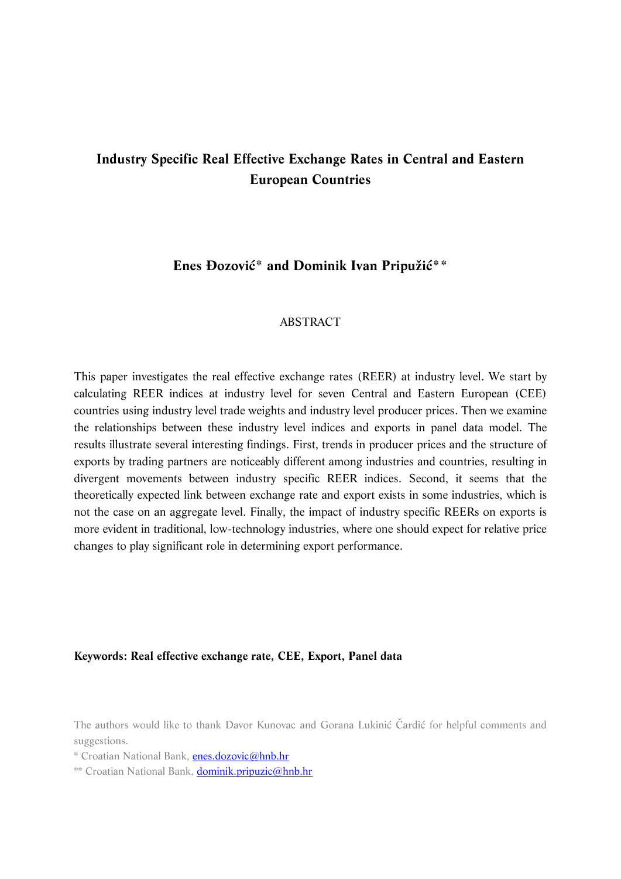# Industry Specific Real Effective Exchange Rates in Central and Eastern European Countries

**Enes Đozović\* and Dominik Ivan Pripužić\*\***

## ABSTRACT

This paper investigates the real effective exchange rates (REER) at industry level. We start by calculating REER indices at industry level for seven Central and Eastern European (CEE) countries using industry level trade weights and industry level producer prices. Then we examine the relationships between these industry level indices and exports in panel data model. The results illustrate several interesting findings. First, trends in producer prices and the structure of exports by trading partners are noticeably different among industries and countries, resulting in divergent movements between industry specific REER indices. Second, it seems that the theoretically expected link between exchange rate and export exists in some industries, which is not the case on an aggregate level. Finally, the impact of industry specific REERs on exports is more evident in traditional, low-technology industries, where one should expect for relative price changes to play significant role in determining export performance.

**Keywords: Real effective exchange rate, CEE, Export, Panel data**

The authors would like to thank Davor Kunovac and Gorana Lukinić Čardić for helpful comments and suggestions.

\* Croatian National Bank, enes.dozovic@hnb.hr

\*\* Croatian National Bank, dominik.pripuzic@hnb.hr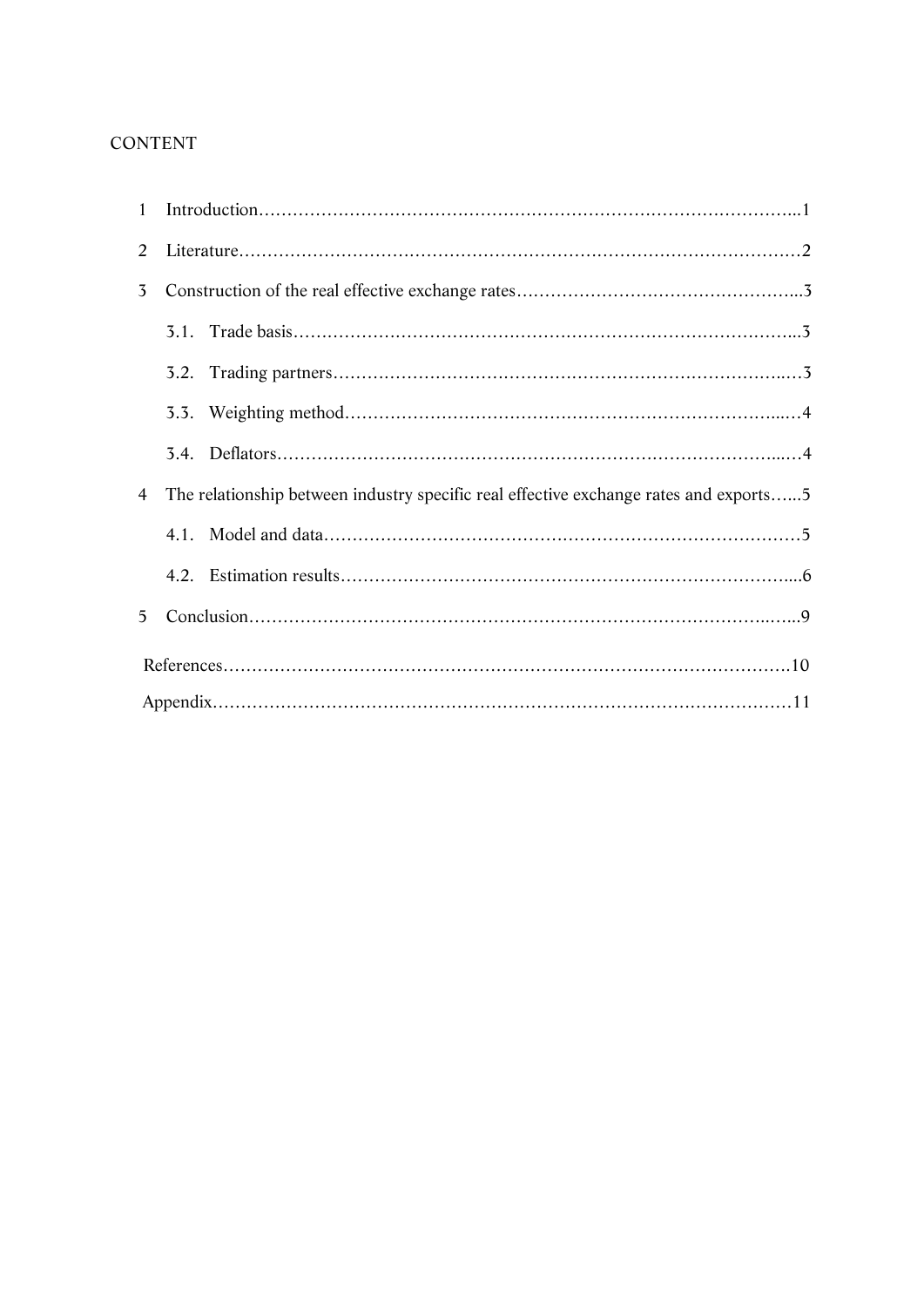CONTENT

1 Introduction......................................................................................1

2 Literature..........................................................................................2

3 Construction of the real effective exchange rates..........................................3

  3.1. Trade basis...................................................................................3

  3.2. Trading partners............................................................................3

  3.3. Weighting method...........................................................................4

  3.4. Deflators......................................................................................4

4 The relationship between industry specific real effective exchange rates and exports......5

  4.1. Model and data...............................................................................5

  4.2. Estimation results...........................................................................6

5 Conclusion........................................................................................9

References...........................................................................................10

Appendix..............................................................................................11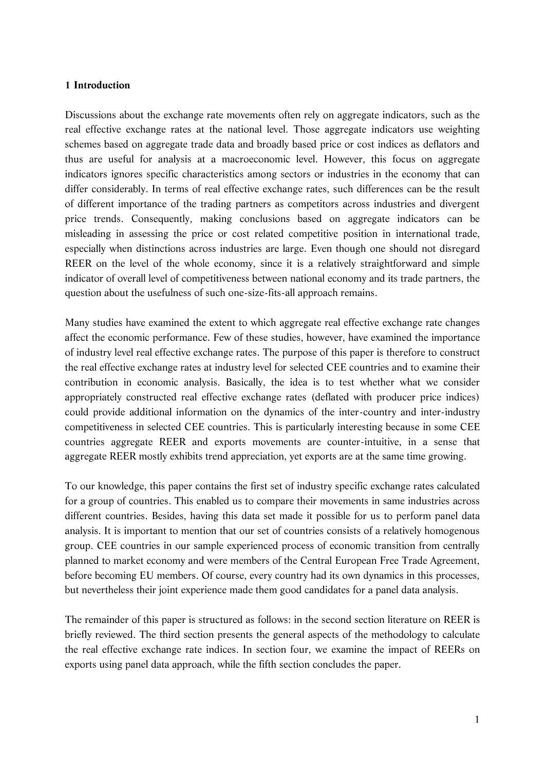## 1 Introduction

Discussions about the exchange rate movements often rely on aggregate indicators, such as the real effective exchange rates at the national level. Those aggregate indicators use weighting schemes based on aggregate trade data and broadly based price or cost indices as deflators and thus are useful for analysis at a macroeconomic level. However, this focus on aggregate indicators ignores specific characteristics among sectors or industries in the economy that can differ considerably. In terms of real effective exchange rates, such differences can be the result of different importance of the trading partners as competitors across industries and divergent price trends. Consequently, making conclusions based on aggregate indicators can be misleading in assessing the price or cost related competitive position in international trade, especially when distinctions across industries are large. Even though one should not disregard REER on the level of the whole economy, since it is a relatively straightforward and simple indicator of overall level of competitiveness between national economy and its trade partners, the question about the usefulness of such one-size-fits-all approach remains.

Many studies have examined the extent to which aggregate real effective exchange rate changes affect the economic performance. Few of these studies, however, have examined the importance of industry level real effective exchange rates. The purpose of this paper is therefore to construct the real effective exchange rates at industry level for selected CEE countries and to examine their contribution in economic analysis. Basically, the idea is to test whether what we consider appropriately constructed real effective exchange rates (deflated with producer price indices) could provide additional information on the dynamics of the inter-country and inter-industry competitiveness in selected CEE countries. This is particularly interesting because in some CEE countries aggregate REER and exports movements are counter-intuitive, in a sense that aggregate REER mostly exhibits trend appreciation, yet exports are at the same time growing.

To our knowledge, this paper contains the first set of industry specific exchange rates calculated for a group of countries. This enabled us to compare their movements in same industries across different countries. Besides, having this data set made it possible for us to perform panel data analysis. It is important to mention that our set of countries consists of a relatively homogenous group. CEE countries in our sample experienced process of economic transition from centrally planned to market economy and were members of the Central European Free Trade Agreement, before becoming EU members. Of course, every country had its own dynamics in this processes, but nevertheless their joint experience made them good candidates for a panel data analysis.

The remainder of this paper is structured as follows: in the second section literature on REER is briefly reviewed. The third section presents the general aspects of the methodology to calculate the real effective exchange rate indices. In section four, we examine the impact of REERs on exports using panel data approach, while the fifth section concludes the paper.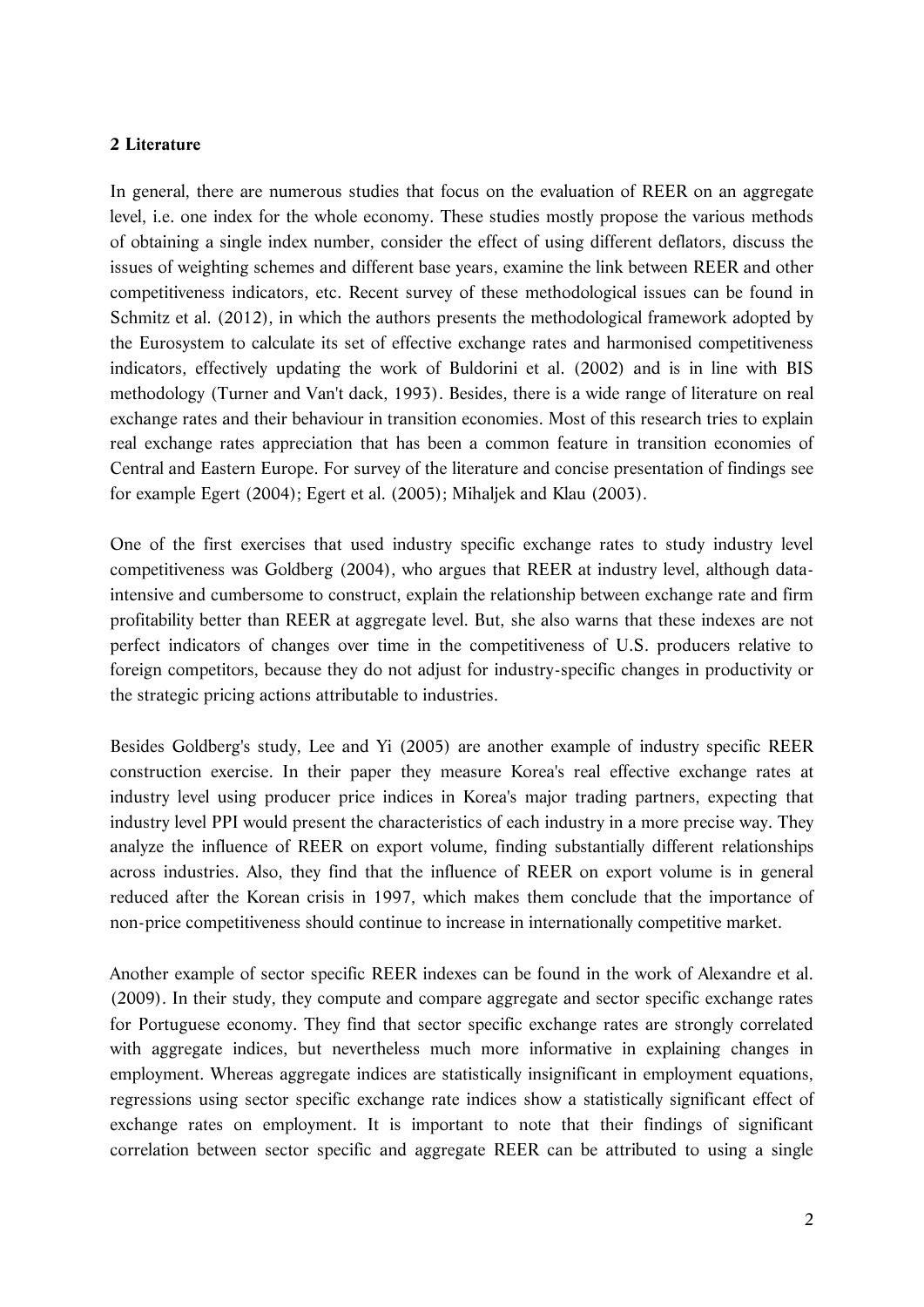## 2 Literature

In general, there are numerous studies that focus on the evaluation of REER on an aggregate level, i.e. one index for the whole economy. These studies mostly propose the various methods of obtaining a single index number, consider the effect of using different deflators, discuss the issues of weighting schemes and different base years, examine the link between REER and other competitiveness indicators, etc. Recent survey of these methodological issues can be found in Schmitz et al. (2012), in which the authors presents the methodological framework adopted by the Eurosystem to calculate its set of effective exchange rates and harmonised competitiveness indicators, effectively updating the work of Buldorini et al. (2002) and is in line with BIS methodology (Turner and Van't dack, 1993). Besides, there is a wide range of literature on real exchange rates and their behaviour in transition economies. Most of this research tries to explain real exchange rates appreciation that has been a common feature in transition economies of Central and Eastern Europe. For survey of the literature and concise presentation of findings see for example Egert (2004); Egert et al. (2005); Mihaljek and Klau (2003).

One of the first exercises that used industry specific exchange rates to study industry level competitiveness was Goldberg (2004), who argues that REER at industry level, although data-intensive and cumbersome to construct, explain the relationship between exchange rate and firm profitability better than REER at aggregate level. But, she also warns that these indexes are not perfect indicators of changes over time in the competitiveness of U.S. producers relative to foreign competitors, because they do not adjust for industry-specific changes in productivity or the strategic pricing actions attributable to industries.

Besides Goldberg's study, Lee and Yi (2005) are another example of industry specific REER construction exercise. In their paper they measure Korea's real effective exchange rates at industry level using producer price indices in Korea's major trading partners, expecting that industry level PPI would present the characteristics of each industry in a more precise way. They analyze the influence of REER on export volume, finding substantially different relationships across industries. Also, they find that the influence of REER on export volume is in general reduced after the Korean crisis in 1997, which makes them conclude that the importance of non-price competitiveness should continue to increase in internationally competitive market.

Another example of sector specific REER indexes can be found in the work of Alexandre et al. (2009). In their study, they compute and compare aggregate and sector specific exchange rates for Portuguese economy. They find that sector specific exchange rates are strongly correlated with aggregate indices, but nevertheless much more informative in explaining changes in employment. Whereas aggregate indices are statistically insignificant in employment equations, regressions using sector specific exchange rate indices show a statistically significant effect of exchange rates on employment. It is important to note that their findings of significant correlation between sector specific and aggregate REER can be attributed to using a single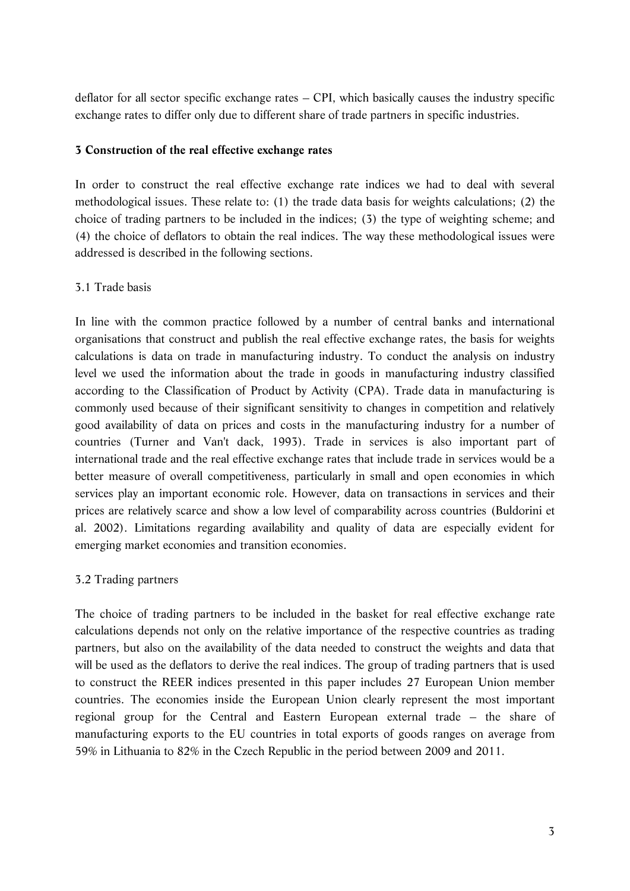deflator for all sector specific exchange rates – CPI, which basically causes the industry specific exchange rates to differ only due to different share of trade partners in specific industries.

## 3 Construction of the real effective exchange rates

In order to construct the real effective exchange rate indices we had to deal with several methodological issues. These relate to: (1) the trade data basis for weights calculations; (2) the choice of trading partners to be included in the indices; (3) the type of weighting scheme; and (4) the choice of deflators to obtain the real indices. The way these methodological issues were addressed is described in the following sections.

### 3.1 Trade basis

In line with the common practice followed by a number of central banks and international organisations that construct and publish the real effective exchange rates, the basis for weights calculations is data on trade in manufacturing industry. To conduct the analysis on industry level we used the information about the trade in goods in manufacturing industry classified according to the Classification of Product by Activity (CPA). Trade data in manufacturing is commonly used because of their significant sensitivity to changes in competition and relatively good availability of data on prices and costs in the manufacturing industry for a number of countries (Turner and Van't dack, 1993). Trade in services is also important part of international trade and the real effective exchange rates that include trade in services would be a better measure of overall competitiveness, particularly in small and open economies in which services play an important economic role. However, data on transactions in services and their prices are relatively scarce and show a low level of comparability across countries (Buldorini et al. 2002). Limitations regarding availability and quality of data are especially evident for emerging market economies and transition economies.

### 3.2 Trading partners

The choice of trading partners to be included in the basket for real effective exchange rate calculations depends not only on the relative importance of the respective countries as trading partners, but also on the availability of the data needed to construct the weights and data that will be used as the deflators to derive the real indices. The group of trading partners that is used to construct the REER indices presented in this paper includes 27 European Union member countries. The economies inside the European Union clearly represent the most important regional group for the Central and Eastern European external trade – the share of manufacturing exports to the EU countries in total exports of goods ranges on average from 59% in Lithuania to 82% in the Czech Republic in the period between 2009 and 2011.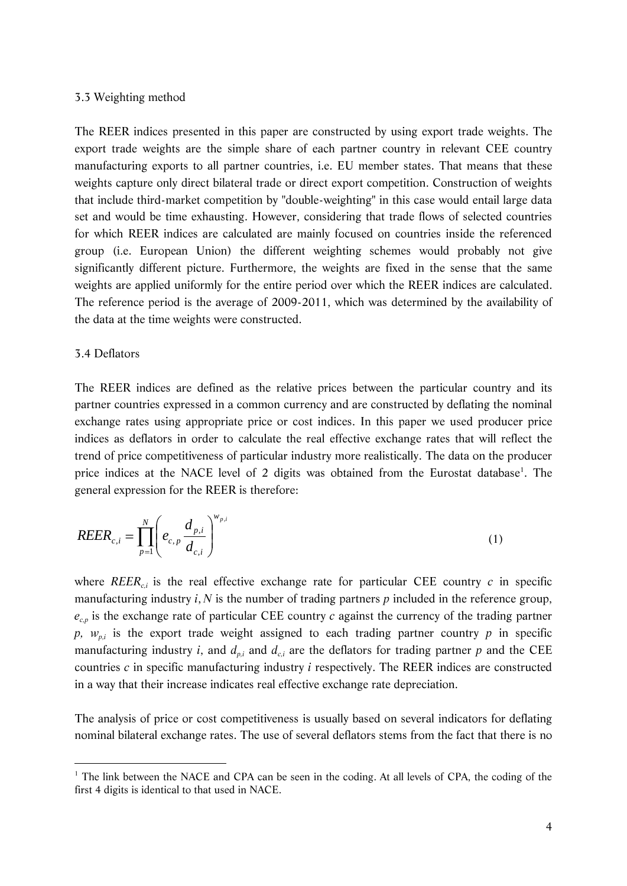### 3.3 Weighting method

The REER indices presented in this paper are constructed by using export trade weights. The export trade weights are the simple share of each partner country in relevant CEE country manufacturing exports to all partner countries, i.e. EU member states. That means that these weights capture only direct bilateral trade or direct export competition. Construction of weights that include third-market competition by "double-weighting" in this case would entail large data set and would be time exhausting. However, considering that trade flows of selected countries for which REER indices are calculated are mainly focused on countries inside the referenced group (i.e. European Union) the different weighting schemes would probably not give significantly different picture. Furthermore, the weights are fixed in the sense that the same weights are applied uniformly for the entire period over which the REER indices are calculated. The reference period is the average of 2009-2011, which was determined by the availability of the data at the time weights were constructed.

### 3.4 Deflators

The REER indices are defined as the relative prices between the particular country and its partner countries expressed in a common currency and are constructed by deflating the nominal exchange rates using appropriate price or cost indices. In this paper we used producer price indices as deflators in order to calculate the real effective exchange rates that will reflect the trend of price competitiveness of particular industry more realistically. The data on the producer price indices at the NACE level of 2 digits was obtained from the Eurostat database[1]. The general expression for the REER is therefore:

$$REER_{c,i} = \prod_{p=1}^{N} \left( e_{c,p} \frac{d_{p,i}}{d_{c,i}} \right)^{w_{p,i}} \tag{1}$$

where $REER_{c,i}$ is the real effective exchange rate for particular CEE country $c$ in specific manufacturing industry $i$, $N$ is the number of trading partners $p$ included in the reference group, $e_{c,p}$ is the exchange rate of particular CEE country $c$ against the currency of the trading partner $p$, $w_{p,i}$ is the export trade weight assigned to each trading partner country $p$ in specific manufacturing industry $i$, and $d_{p,i}$ and $d_{c,i}$ are the deflators for trading partner $p$ and the CEE countries $c$ in specific manufacturing industry $i$ respectively. The REER indices are constructed in a way that their increase indicates real effective exchange rate depreciation.

The analysis of price or cost competitiveness is usually based on several indicators for deflating nominal bilateral exchange rates. The use of several deflators stems from the fact that there is no

[1] The link between the NACE and CPA can be seen in the coding. At all levels of CPA, the coding of the first 4 digits is identical to that used in NACE.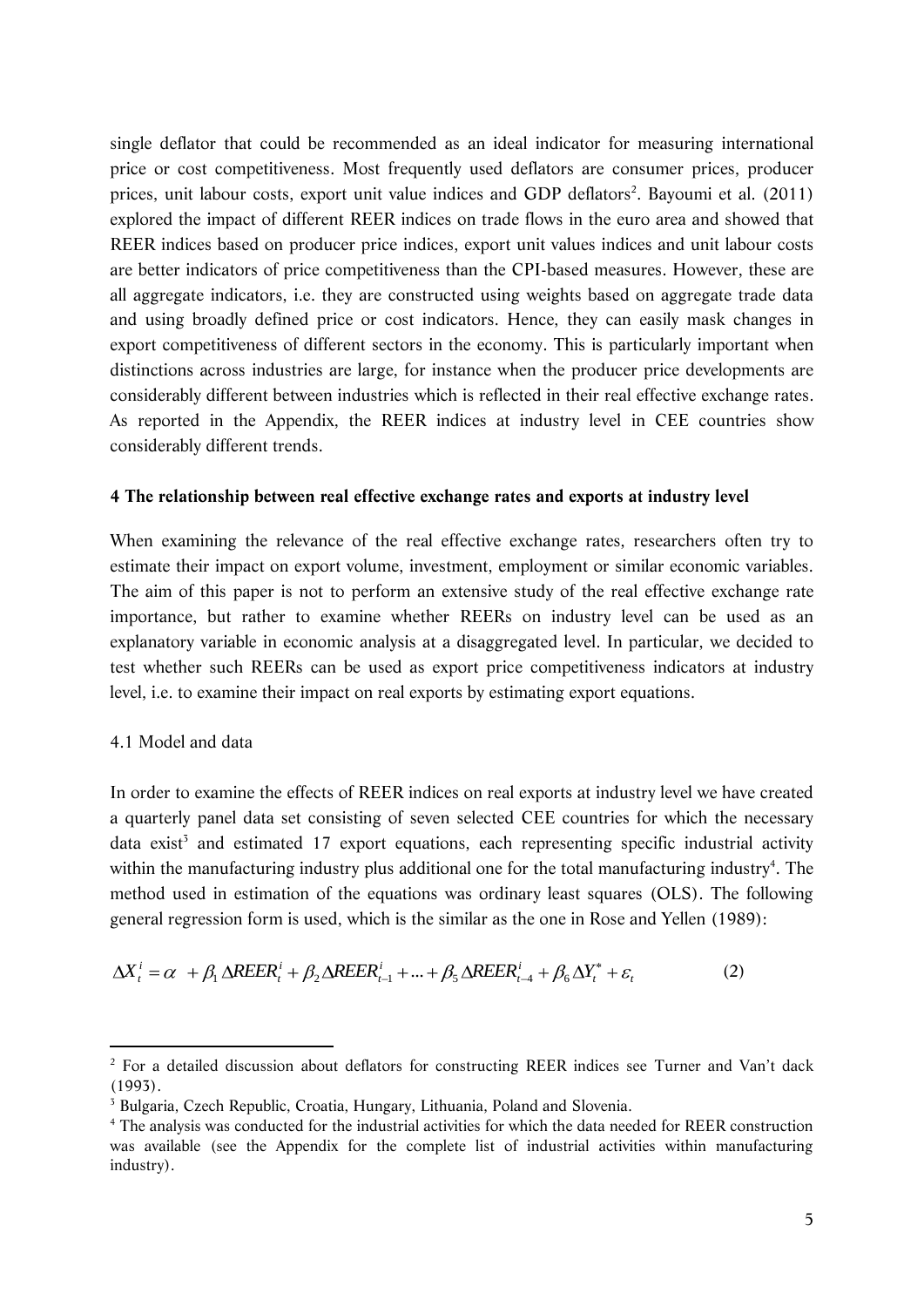single deflator that could be recommended as an ideal indicator for measuring international price or cost competitiveness. Most frequently used deflators are consumer prices, producer prices, unit labour costs, export unit value indices and GDP deflators[2]. Bayoumi et al. (2011) explored the impact of different REER indices on trade flows in the euro area and showed that REER indices based on producer price indices, export unit values indices and unit labour costs are better indicators of price competitiveness than the CPI-based measures. However, these are all aggregate indicators, i.e. they are constructed using weights based on aggregate trade data and using broadly defined price or cost indicators. Hence, they can easily mask changes in export competitiveness of different sectors in the economy. This is particularly important when distinctions across industries are large, for instance when the producer price developments are considerably different between industries which is reflected in their real effective exchange rates. As reported in the Appendix, the REER indices at industry level in CEE countries show considerably different trends.

## 4 The relationship between real effective exchange rates and exports at industry level

When examining the relevance of the real effective exchange rates, researchers often try to estimate their impact on export volume, investment, employment or similar economic variables. The aim of this paper is not to perform an extensive study of the real effective exchange rate importance, but rather to examine whether REERs on industry level can be used as an explanatory variable in economic analysis at a disaggregated level. In particular, we decided to test whether such REERs can be used as export price competitiveness indicators at industry level, i.e. to examine their impact on real exports by estimating export equations.

### 4.1 Model and data

In order to examine the effects of REER indices on real exports at industry level we have created a quarterly panel data set consisting of seven selected CEE countries for which the necessary data exist[3] and estimated 17 export equations, each representing specific industrial activity within the manufacturing industry plus additional one for the total manufacturing industry[4]. The method used in estimation of the equations was ordinary least squares (OLS). The following general regression form is used, which is the similar as the one in Rose and Yellen (1989):

$$\Delta X_t^i = \alpha + \beta_1 \Delta REER_t^i + \beta_2 \Delta REER_{t-1}^i + ... + \beta_5 \Delta REER_{t-4}^i + \beta_6 \Delta Y_t^* + \varepsilon_t \qquad (2)$$

---

[2] For a detailed discussion about deflators for constructing REER indices see Turner and Van't dack (1993).

[3] Bulgaria, Czech Republic, Croatia, Hungary, Lithuania, Poland and Slovenia.

[4] The analysis was conducted for the industrial activities for which the data needed for REER construction was available (see the Appendix for the complete list of industrial activities within manufacturing industry).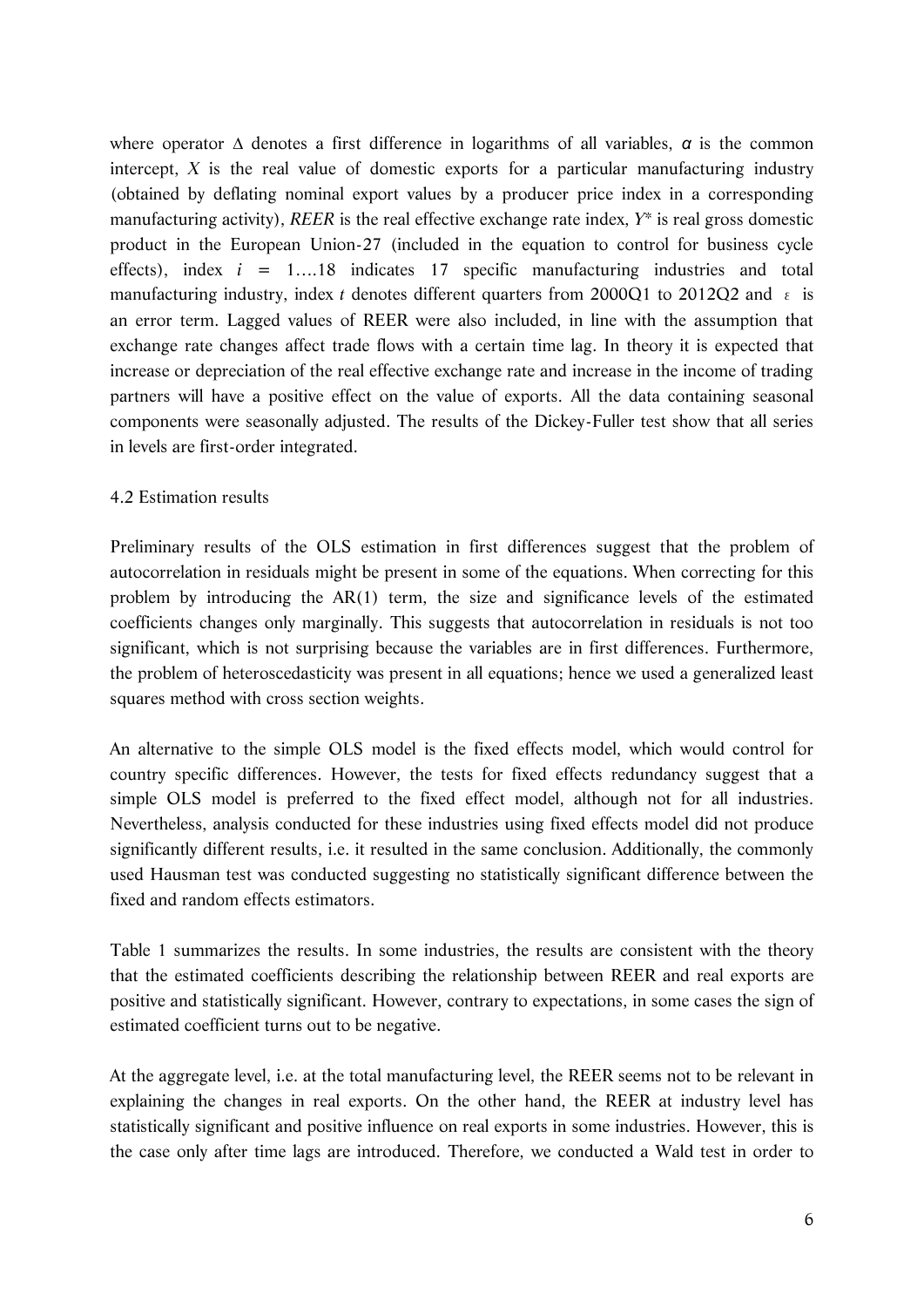where operator $\Delta$ denotes a first difference in logarithms of all variables, $\alpha$ is the common intercept, $X$ is the real value of domestic exports for a particular manufacturing industry (obtained by deflating nominal export values by a producer price index in a corresponding manufacturing activity), *REER* is the real effective exchange rate index, $Y^*$ is real gross domestic product in the European Union-27 (included in the equation to control for business cycle effects), index $i = 1....18$ indicates 17 specific manufacturing industries and total manufacturing industry, index $t$ denotes different quarters from 2000Q1 to 2012Q2 and $\varepsilon$ is an error term. Lagged values of REER were also included, in line with the assumption that exchange rate changes affect trade flows with a certain time lag. In theory it is expected that increase or depreciation of the real effective exchange rate and increase in the income of trading partners will have a positive effect on the value of exports. All the data containing seasonal components were seasonally adjusted. The results of the Dickey-Fuller test show that all series in levels are first-order integrated.

### 4.2 Estimation results

Preliminary results of the OLS estimation in first differences suggest that the problem of autocorrelation in residuals might be present in some of the equations. When correcting for this problem by introducing the AR(1) term, the size and significance levels of the estimated coefficients changes only marginally. This suggests that autocorrelation in residuals is not too significant, which is not surprising because the variables are in first differences. Furthermore, the problem of heteroscedasticity was present in all equations; hence we used a generalized least squares method with cross section weights.

An alternative to the simple OLS model is the fixed effects model, which would control for country specific differences. However, the tests for fixed effects redundancy suggest that a simple OLS model is preferred to the fixed effect model, although not for all industries. Nevertheless, analysis conducted for these industries using fixed effects model did not produce significantly different results, i.e. it resulted in the same conclusion. Additionally, the commonly used Hausman test was conducted suggesting no statistically significant difference between the fixed and random effects estimators.

Table 1 summarizes the results. In some industries, the results are consistent with the theory that the estimated coefficients describing the relationship between REER and real exports are positive and statistically significant. However, contrary to expectations, in some cases the sign of estimated coefficient turns out to be negative.

At the aggregate level, i.e. at the total manufacturing level, the REER seems not to be relevant in explaining the changes in real exports. On the other hand, the REER at industry level has statistically significant and positive influence on real exports in some industries. However, this is the case only after time lags are introduced. Therefore, we conducted a Wald test in order to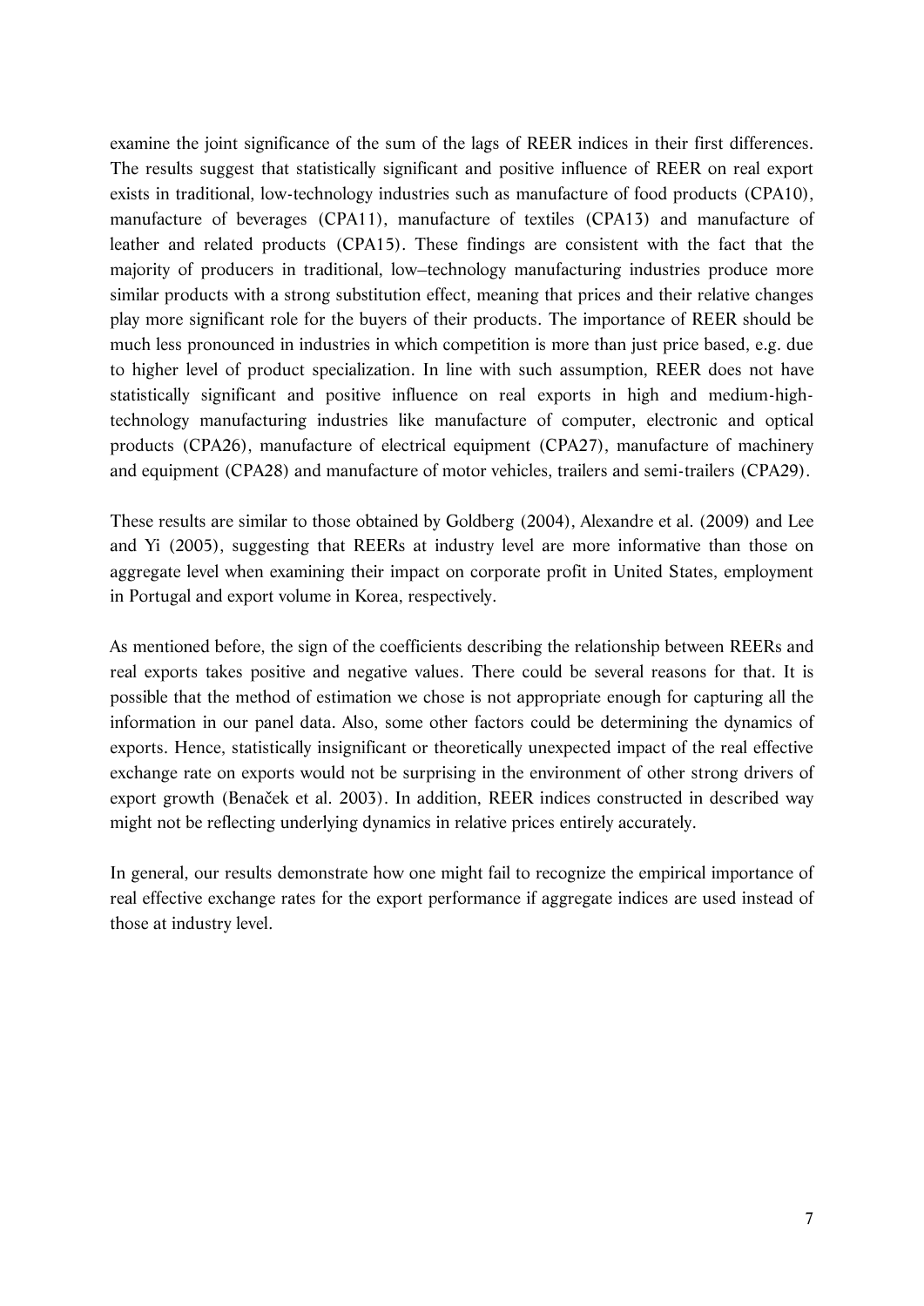examine the joint significance of the sum of the lags of REER indices in their first differences. The results suggest that statistically significant and positive influence of REER on real export exists in traditional, low-technology industries such as manufacture of food products (CPA10), manufacture of beverages (CPA11), manufacture of textiles (CPA13) and manufacture of leather and related products (CPA15). These findings are consistent with the fact that the majority of producers in traditional, low–technology manufacturing industries produce more similar products with a strong substitution effect, meaning that prices and their relative changes play more significant role for the buyers of their products. The importance of REER should be much less pronounced in industries in which competition is more than just price based, e.g. due to higher level of product specialization. In line with such assumption, REER does not have statistically significant and positive influence on real exports in high and medium-high-technology manufacturing industries like manufacture of computer, electronic and optical products (CPA26), manufacture of electrical equipment (CPA27), manufacture of machinery and equipment (CPA28) and manufacture of motor vehicles, trailers and semi-trailers (CPA29).

These results are similar to those obtained by Goldberg (2004), Alexandre et al. (2009) and Lee and Yi (2005), suggesting that REERs at industry level are more informative than those on aggregate level when examining their impact on corporate profit in United States, employment in Portugal and export volume in Korea, respectively.

As mentioned before, the sign of the coefficients describing the relationship between REERs and real exports takes positive and negative values. There could be several reasons for that. It is possible that the method of estimation we chose is not appropriate enough for capturing all the information in our panel data. Also, some other factors could be determining the dynamics of exports. Hence, statistically insignificant or theoretically unexpected impact of the real effective exchange rate on exports would not be surprising in the environment of other strong drivers of export growth (Benaček et al. 2003). In addition, REER indices constructed in described way might not be reflecting underlying dynamics in relative prices entirely accurately.

In general, our results demonstrate how one might fail to recognize the empirical importance of real effective exchange rates for the export performance if aggregate indices are used instead of those at industry level.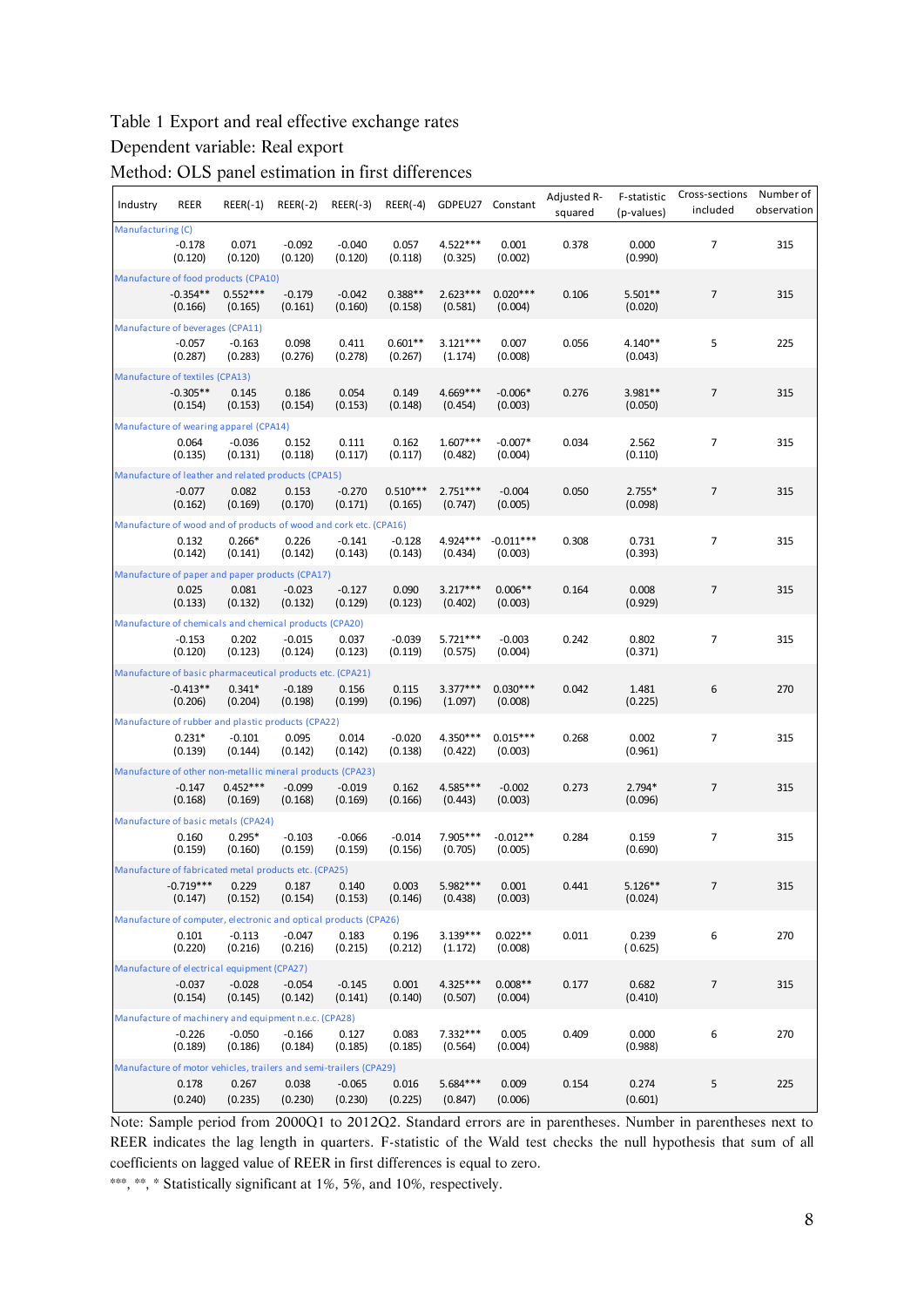Table 1 Export and real effective exchange rates

Dependent variable: Real export

Method: OLS panel estimation in first differences

| Industry | REER | REER(-1) | REER(-2) | REER(-3) | REER(-4) | GDPEU27 | Constant | Adjusted R-squared | F-statistic (p-values) | Cross-sections included | Number of observation |
|---|---|---|---|---|---|---|---|---|---|---|---|
| Manufacturing (C) | | | | | | | | | | | |
| | -0.178 | 0.071 | -0.092 | -0.040 | 0.057 | 4.522*** | 0.001 | 0.378 | 0.000 | 7 | 315 |
| | (0.120) | (0.120) | (0.120) | (0.120) | (0.118) | (0.325) | (0.002) | | (0.990) | | |
| Manufacture of food products (CPA10) | | | | | | | | | | | |
| | -0.354** | 0.552*** | -0.179 | -0.042 | 0.388** | 2.623*** | 0.020*** | 0.106 | 5.501** | 7 | 315 |
| | (0.166) | (0.165) | (0.161) | (0.160) | (0.158) | (0.581) | (0.004) | | (0.020) | | |
| Manufacture of beverages (CPA11) | | | | | | | | | | | |
| | -0.057 | -0.163 | 0.098 | 0.411 | 0.601** | 3.121*** | 0.007 | 0.056 | 4.140** | 5 | 225 |
| | (0.287) | (0.283) | (0.276) | (0.278) | (0.267) | (1.174) | (0.008) | | (0.043) | | |
| Manufacture of textiles (CPA13) | | | | | | | | | | | |
| | -0.305** | 0.145 | 0.186 | 0.054 | 0.149 | 4.669*** | -0.006* | 0.276 | 3.981** | 7 | 315 |
| | (0.154) | (0.153) | (0.154) | (0.153) | (0.148) | (0.454) | (0.003) | | (0.050) | | |
| Manufacture of wearing apparel (CPA14) | | | | | | | | | | | |
| | 0.064 | -0.036 | 0.152 | 0.111 | 0.162 | 1.607*** | -0.007* | 0.034 | 2.562 | 7 | 315 |
| | (0.135) | (0.131) | (0.118) | (0.117) | (0.117) | (0.482) | (0.004) | | (0.110) | | |
| Manufacture of leather and related products (CPA15) | | | | | | | | | | | |
| | -0.077 | 0.082 | 0.153 | -0.270 | 0.510*** | 2.751*** | -0.004 | 0.050 | 2.755* | 7 | 315 |
| | (0.162) | (0.169) | (0.170) | (0.171) | (0.165) | (0.747) | (0.005) | | (0.098) | | |
| Manufacture of wood and of products of wood and cork etc. (CPA16) | | | | | | | | | | | |
| | 0.132 | 0.266* | 0.226 | -0.141 | -0.128 | 4.924*** | -0.011*** | 0.308 | 0.731 | 7 | 315 |
| | (0.142) | (0.141) | (0.142) | (0.143) | (0.143) | (0.434) | (0.003) | | (0.393) | | |
| Manufacture of paper and paper products (CPA17) | | | | | | | | | | | |
| | 0.025 | 0.081 | -0.023 | -0.127 | 0.090 | 3.217*** | 0.006** | 0.164 | 0.008 | 7 | 315 |
| | (0.133) | (0.132) | (0.132) | (0.129) | (0.123) | (0.402) | (0.003) | | (0.929) | | |
| Manufacture of chemicals and chemical products (CPA20) | | | | | | | | | | | |
| | -0.153 | 0.202 | -0.015 | 0.037 | -0.039 | 5.721*** | -0.003 | 0.242 | 0.802 | 7 | 315 |
| | (0.120) | (0.123) | (0.124) | (0.123) | (0.119) | (0.575) | (0.004) | | (0.371) | | |
| Manufacture of basic pharmaceutical products etc. (CPA21) | | | | | | | | | | | |
| | -0.413** | 0.341* | -0.189 | 0.156 | 0.115 | 3.377*** | 0.030*** | 0.042 | 1.481 | 6 | 270 |
| | (0.206) | (0.204) | (0.198) | (0.199) | (0.196) | (1.097) | (0.008) | | (0.225) | | |
| Manufacture of rubber and plastic products (CPA22) | | | | | | | | | | | |
| | 0.231* | -0.101 | 0.095 | 0.014 | -0.020 | 4.350*** | 0.015*** | 0.268 | 0.002 | 7 | 315 |
| | (0.139) | (0.144) | (0.142) | (0.142) | (0.138) | (0.422) | (0.003) | | (0.961) | | |
| Manufacture of other non-metallic mineral products (CPA23) | | | | | | | | | | | |
| | -0.147 | 0.452*** | -0.099 | -0.019 | 0.162 | 4.585*** | -0.002 | 0.273 | 2.794* | 7 | 315 |
| | (0.168) | (0.169) | (0.168) | (0.169) | (0.166) | (0.443) | (0.003) | | (0.096) | | |
| Manufacture of basic metals (CPA24) | | | | | | | | | | | |
| | 0.160 | 0.295* | -0.103 | -0.066 | -0.014 | 7.905*** | -0.012** | 0.284 | 0.159 | 7 | 315 |
| | (0.159) | (0.160) | (0.159) | (0.159) | (0.156) | (0.705) | (0.005) | | (0.690) | | |
| Manufacture of fabricated metal products etc. (CPA25) | | | | | | | | | | | |
| | -0.719*** | 0.229 | 0.187 | 0.140 | 0.003 | 5.982*** | 0.001 | 0.441 | 5.126** | 7 | 315 |
| | (0.147) | (0.152) | (0.154) | (0.153) | (0.146) | (0.438) | (0.003) | | (0.024) | | |
| Manufacture of computer, electronic and optical products (CPA26) | | | | | | | | | | | |
| | 0.101 | -0.113 | -0.047 | 0.183 | 0.196 | 3.139*** | 0.022** | 0.011 | 0.239 | 6 | 270 |
| | (0.220) | (0.216) | (0.216) | (0.215) | (0.212) | (1.172) | (0.008) | | ( 0.625) | | |
| Manufacture of electrical equipment (CPA27) | | | | | | | | | | | |
| | -0.037 | -0.028 | -0.054 | -0.145 | 0.001 | 4.325*** | 0.008** | 0.177 | 0.682 | 7 | 315 |
| | (0.154) | (0.145) | (0.142) | (0.141) | (0.140) | (0.507) | (0.004) | | (0.410) | | |
| Manufacture of machinery and equipment n.e.c. (CPA28) | | | | | | | | | | | |
| | -0.226 | -0.050 | -0.166 | 0.127 | 0.083 | 7.332*** | 0.005 | 0.409 | 0.000 | 6 | 270 |
| | (0.189) | (0.186) | (0.184) | (0.185) | (0.185) | (0.564) | (0.004) | | (0.988) | | |
| Manufacture of motor vehicles, trailers and semi-trailers (CPA29) | | | | | | | | | | | |
| | 0.178 | 0.267 | 0.038 | -0.065 | 0.016 | 5.684*** | 0.009 | 0.154 | 0.274 | 5 | 225 |
| | (0.240) | (0.235) | (0.230) | (0.230) | (0.225) | (0.847) | (0.006) | | (0.601) | | |

Note: Sample period from 2000Q1 to 2012Q2. Standard errors are in parentheses. Number in parentheses next to REER indicates the lag length in quarters. F-statistic of the Wald test checks the null hypothesis that sum of all coefficients on lagged value of REER in first differences is equal to zero.

***, **, * Statistically significant at 1%, 5%, and 10%, respectively.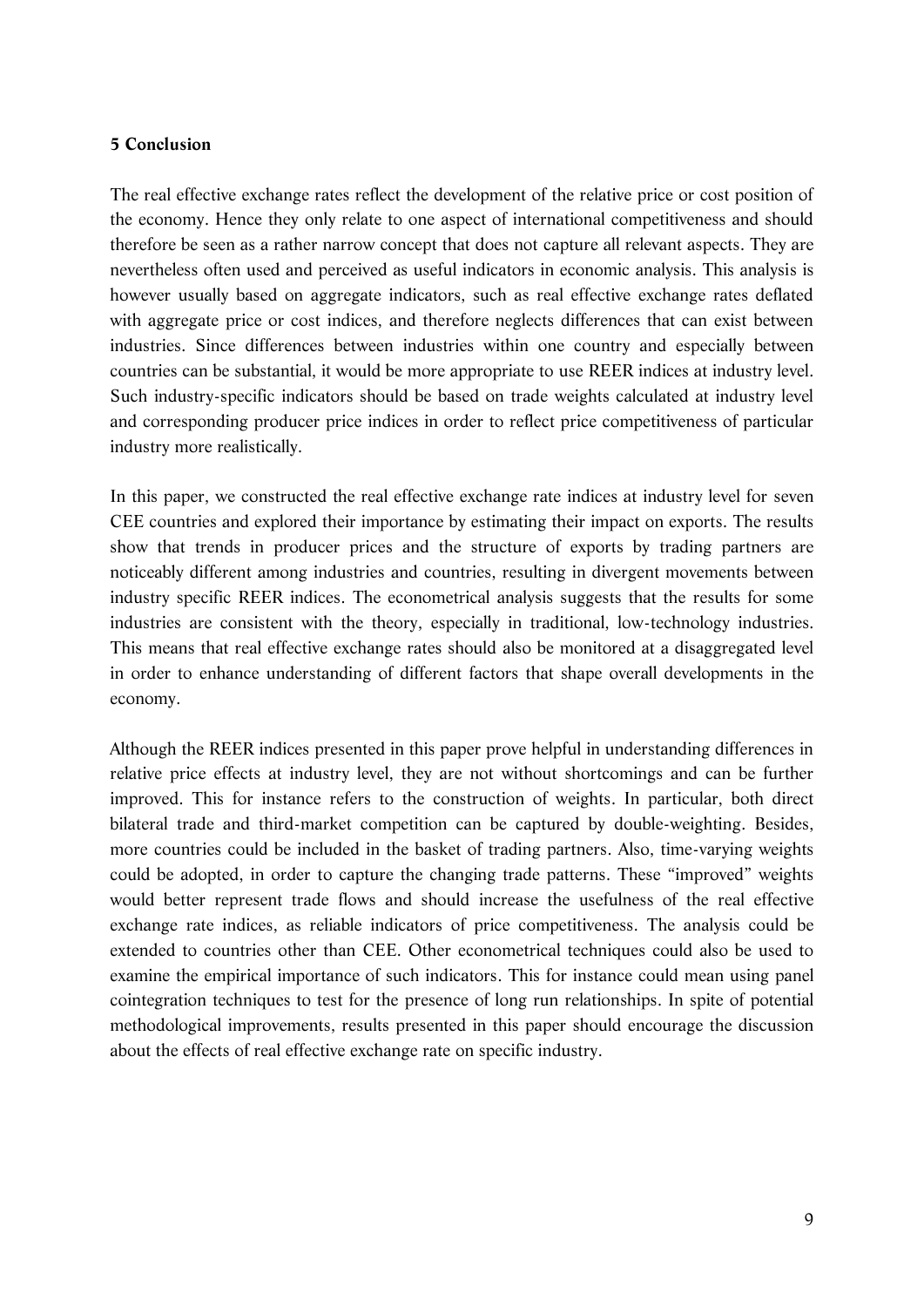## 5 Conclusion

The real effective exchange rates reflect the development of the relative price or cost position of the economy. Hence they only relate to one aspect of international competitiveness and should therefore be seen as a rather narrow concept that does not capture all relevant aspects. They are nevertheless often used and perceived as useful indicators in economic analysis. This analysis is however usually based on aggregate indicators, such as real effective exchange rates deflated with aggregate price or cost indices, and therefore neglects differences that can exist between industries. Since differences between industries within one country and especially between countries can be substantial, it would be more appropriate to use REER indices at industry level. Such industry-specific indicators should be based on trade weights calculated at industry level and corresponding producer price indices in order to reflect price competitiveness of particular industry more realistically.

In this paper, we constructed the real effective exchange rate indices at industry level for seven CEE countries and explored their importance by estimating their impact on exports. The results show that trends in producer prices and the structure of exports by trading partners are noticeably different among industries and countries, resulting in divergent movements between industry specific REER indices. The econometrical analysis suggests that the results for some industries are consistent with the theory, especially in traditional, low-technology industries. This means that real effective exchange rates should also be monitored at a disaggregated level in order to enhance understanding of different factors that shape overall developments in the economy.

Although the REER indices presented in this paper prove helpful in understanding differences in relative price effects at industry level, they are not without shortcomings and can be further improved. This for instance refers to the construction of weights. In particular, both direct bilateral trade and third-market competition can be captured by double-weighting. Besides, more countries could be included in the basket of trading partners. Also, time-varying weights could be adopted, in order to capture the changing trade patterns. These "improved" weights would better represent trade flows and should increase the usefulness of the real effective exchange rate indices, as reliable indicators of price competitiveness. The analysis could be extended to countries other than CEE. Other econometrical techniques could also be used to examine the empirical importance of such indicators. This for instance could mean using panel cointegration techniques to test for the presence of long run relationships. In spite of potential methodological improvements, results presented in this paper should encourage the discussion about the effects of real effective exchange rate on specific industry.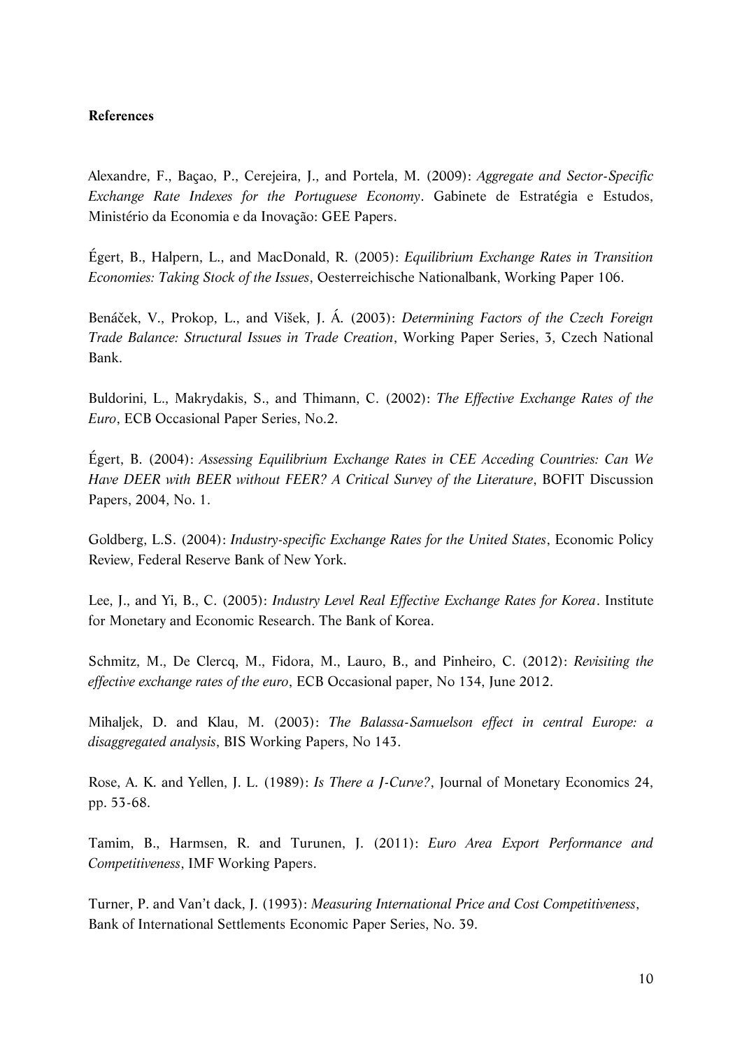**References**

Alexandre, F., Baçao, P., Cerejeira, J., and Portela, M. (2009): *Aggregate and Sector-Specific Exchange Rate Indexes for the Portuguese Economy*. Gabinete de Estratégia e Estudos, Ministério da Economia e da Inovação: GEE Papers.

Égert, B., Halpern, L., and MacDonald, R. (2005): *Equilibrium Exchange Rates in Transition Economies: Taking Stock of the Issues*, Oesterreichische Nationalbank, Working Paper 106.

Benáček, V., Prokop, L., and Višek, J. Á. (2003): *Determining Factors of the Czech Foreign Trade Balance: Structural Issues in Trade Creation*, Working Paper Series, 3, Czech National Bank.

Buldorini, L., Makrydakis, S., and Thimann, C. (2002): *The Effective Exchange Rates of the Euro*, ECB Occasional Paper Series, No.2.

Égert, B. (2004): *Assessing Equilibrium Exchange Rates in CEE Acceding Countries: Can We Have DEER with BEER without FEER? A Critical Survey of the Literature*, BOFIT Discussion Papers, 2004, No. 1.

Goldberg, L.S. (2004): *Industry-specific Exchange Rates for the United States*, Economic Policy Review, Federal Reserve Bank of New York.

Lee, J., and Yi, B., C. (2005): *Industry Level Real Effective Exchange Rates for Korea*. Institute for Monetary and Economic Research. The Bank of Korea.

Schmitz, M., De Clercq, M., Fidora, M., Lauro, B., and Pinheiro, C. (2012): *Revisiting the effective exchange rates of the euro*, ECB Occasional paper, No 134, June 2012.

Mihaljek, D. and Klau, M. (2003): *The Balassa-Samuelson effect in central Europe: a disaggregated analysis*, BIS Working Papers, No 143.

Rose, A. K. and Yellen, J. L. (1989): *Is There a J-Curve?*, Journal of Monetary Economics 24, pp. 53-68.

Tamim, B., Harmsen, R. and Turunen, J. (2011): *Euro Area Export Performance and Competitiveness*, IMF Working Papers.

Turner, P. and Van't dack, J. (1993): *Measuring International Price and Cost Competitiveness*, Bank of International Settlements Economic Paper Series, No. 39.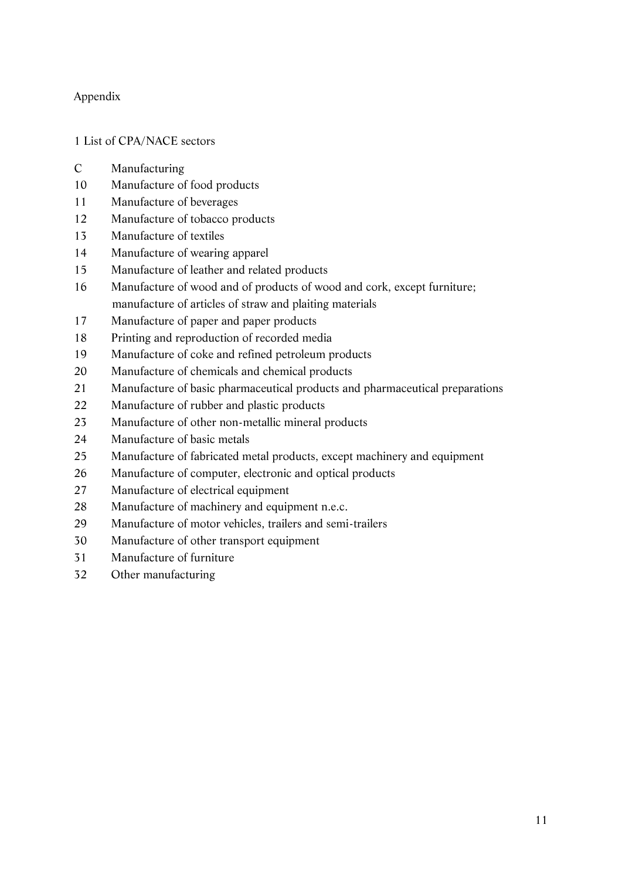# Appendix

## 1 List of CPA/NACE sectors

| | |
|---|---|
| C | Manufacturing |
| 10 | Manufacture of food products |
| 11 | Manufacture of beverages |
| 12 | Manufacture of tobacco products |
| 13 | Manufacture of textiles |
| 14 | Manufacture of wearing apparel |
| 15 | Manufacture of leather and related products |
| 16 | Manufacture of wood and of products of wood and cork, except furniture; manufacture of articles of straw and plaiting materials |
| 17 | Manufacture of paper and paper products |
| 18 | Printing and reproduction of recorded media |
| 19 | Manufacture of coke and refined petroleum products |
| 20 | Manufacture of chemicals and chemical products |
| 21 | Manufacture of basic pharmaceutical products and pharmaceutical preparations |
| 22 | Manufacture of rubber and plastic products |
| 23 | Manufacture of other non-metallic mineral products |
| 24 | Manufacture of basic metals |
| 25 | Manufacture of fabricated metal products, except machinery and equipment |
| 26 | Manufacture of computer, electronic and optical products |
| 27 | Manufacture of electrical equipment |
| 28 | Manufacture of machinery and equipment n.e.c. |
| 29 | Manufacture of motor vehicles, trailers and semi-trailers |
| 30 | Manufacture of other transport equipment |
| 31 | Manufacture of furniture |
| 32 | Other manufacturing |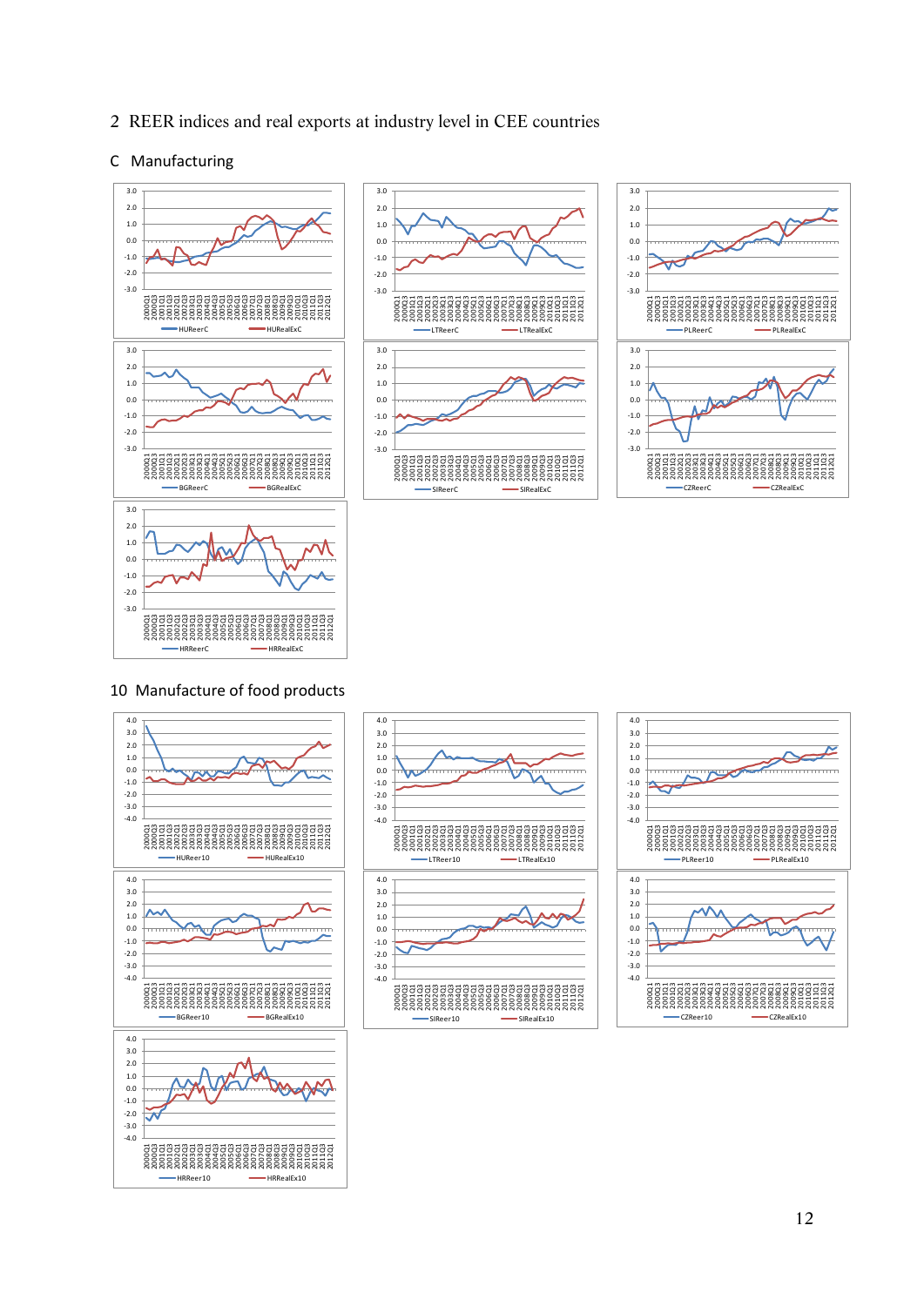## 2 REER indices and real exports at industry level in CEE countries

### C Manufacturing

### 10 Manufacture of food products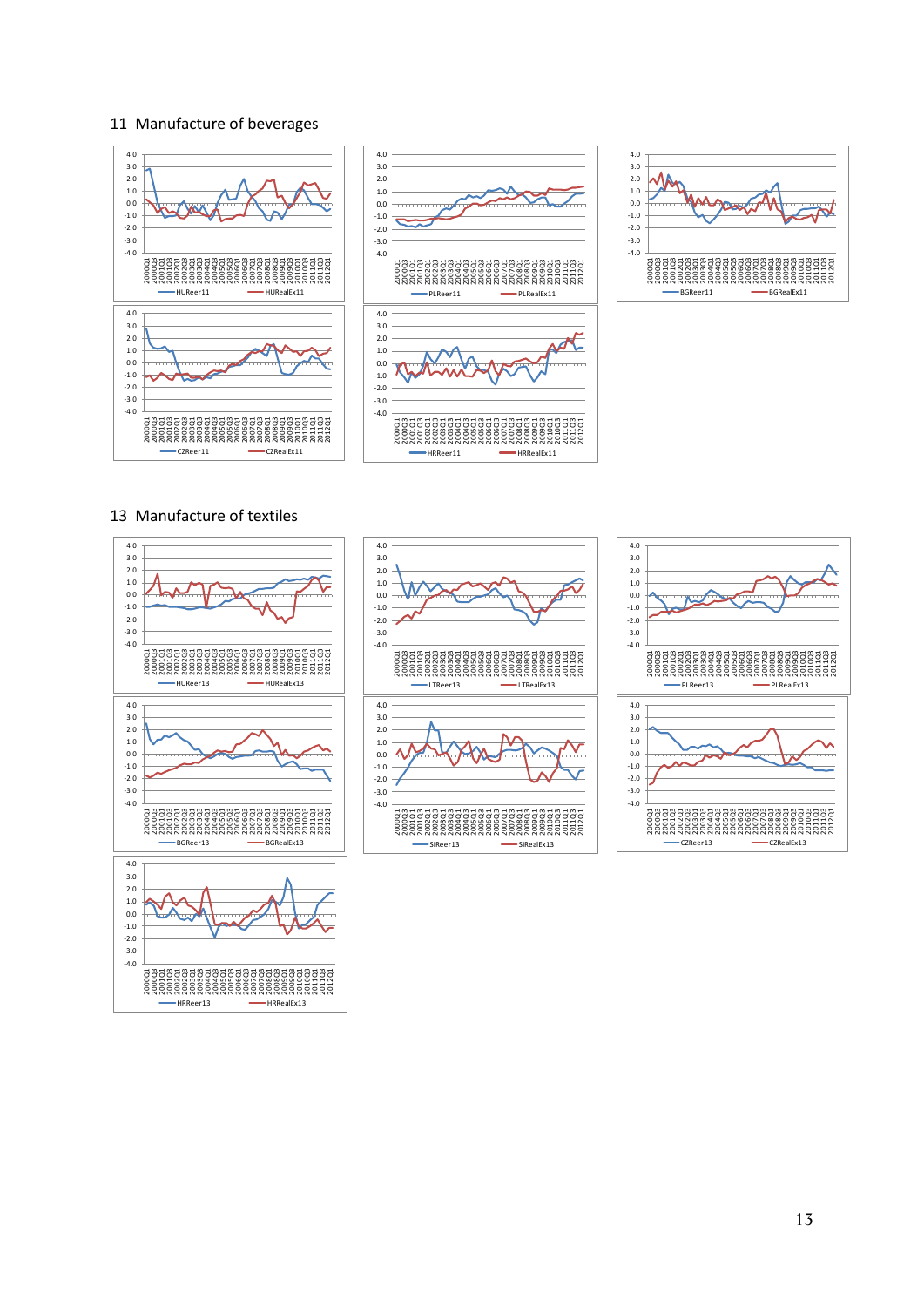## 11 Manufacture of beverages

## 13 Manufacture of textiles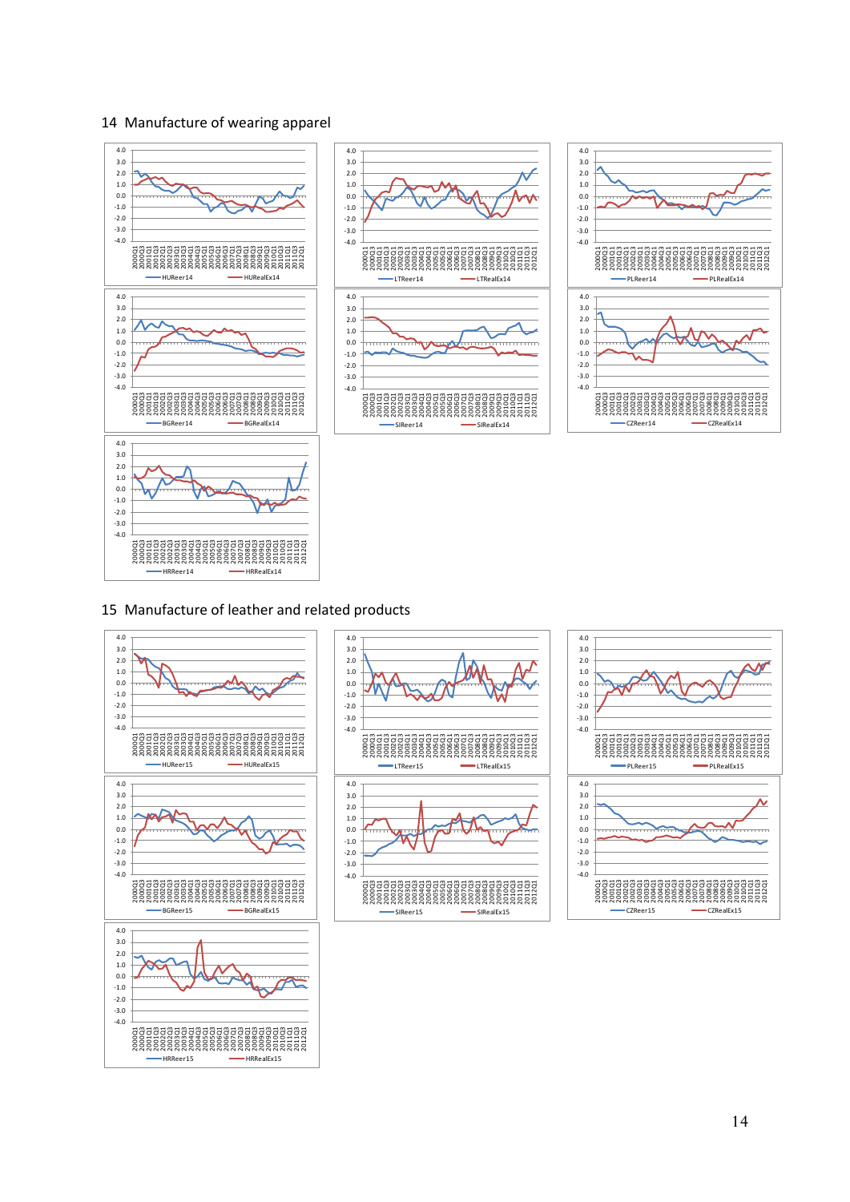## 14 Manufacture of wearing apparel

HUReer14 HURealEx14

LTReer14 LTRealEx14

PLReer14 PLRealEx14

BGReer14 BGRealEx14

SIReer14 SIRealEx14

CZReer14 CZRealEx14

HRReer14 HRRealEx14

## 15 Manufacture of leather and related products

HUReer15 HURealEx15

LTReer15 LTRealEx15

PLReer15 PLRealEx15

BGReer15 BGRealEx15

SIReer15 SIRealEx15

CZReer15 CZRealEx15

HRReer15 HRRealEx15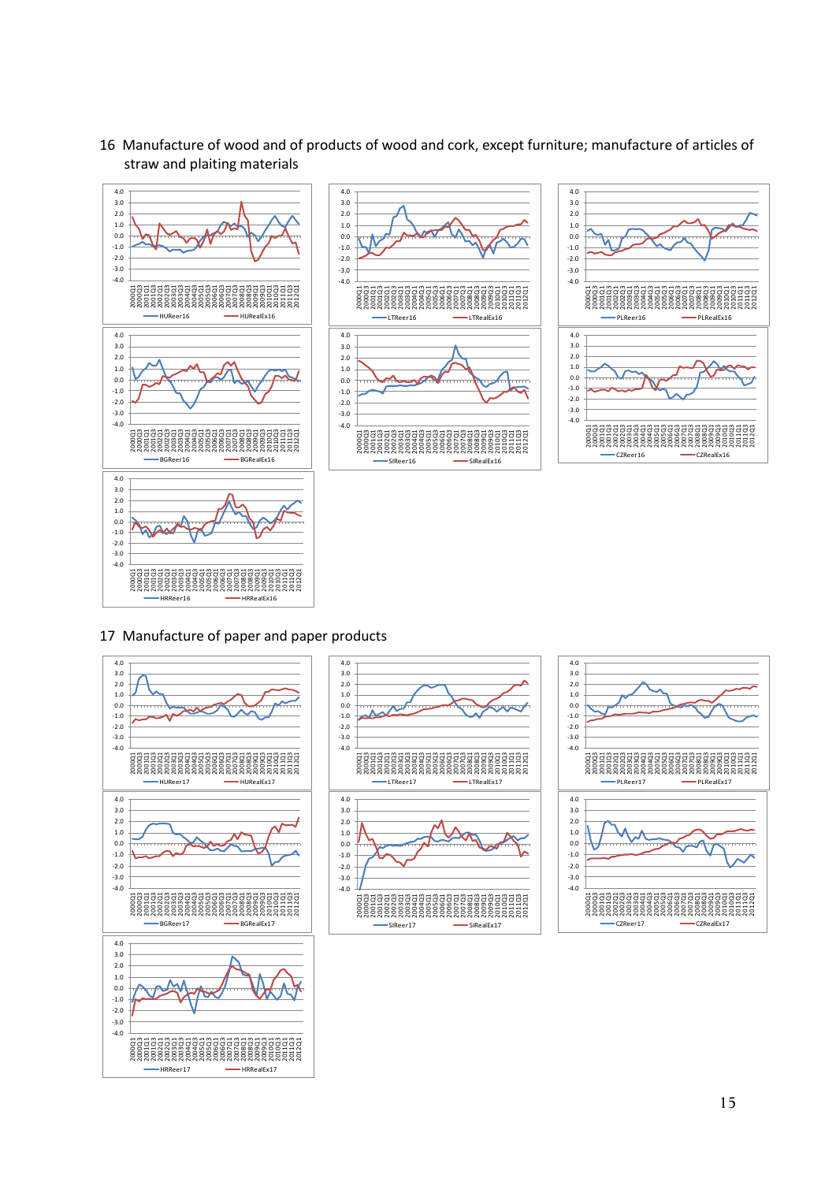16 Manufacture of wood and of products of wood and cork, except furniture; manufacture of articles of straw and plaiting materials

17 Manufacture of paper and paper products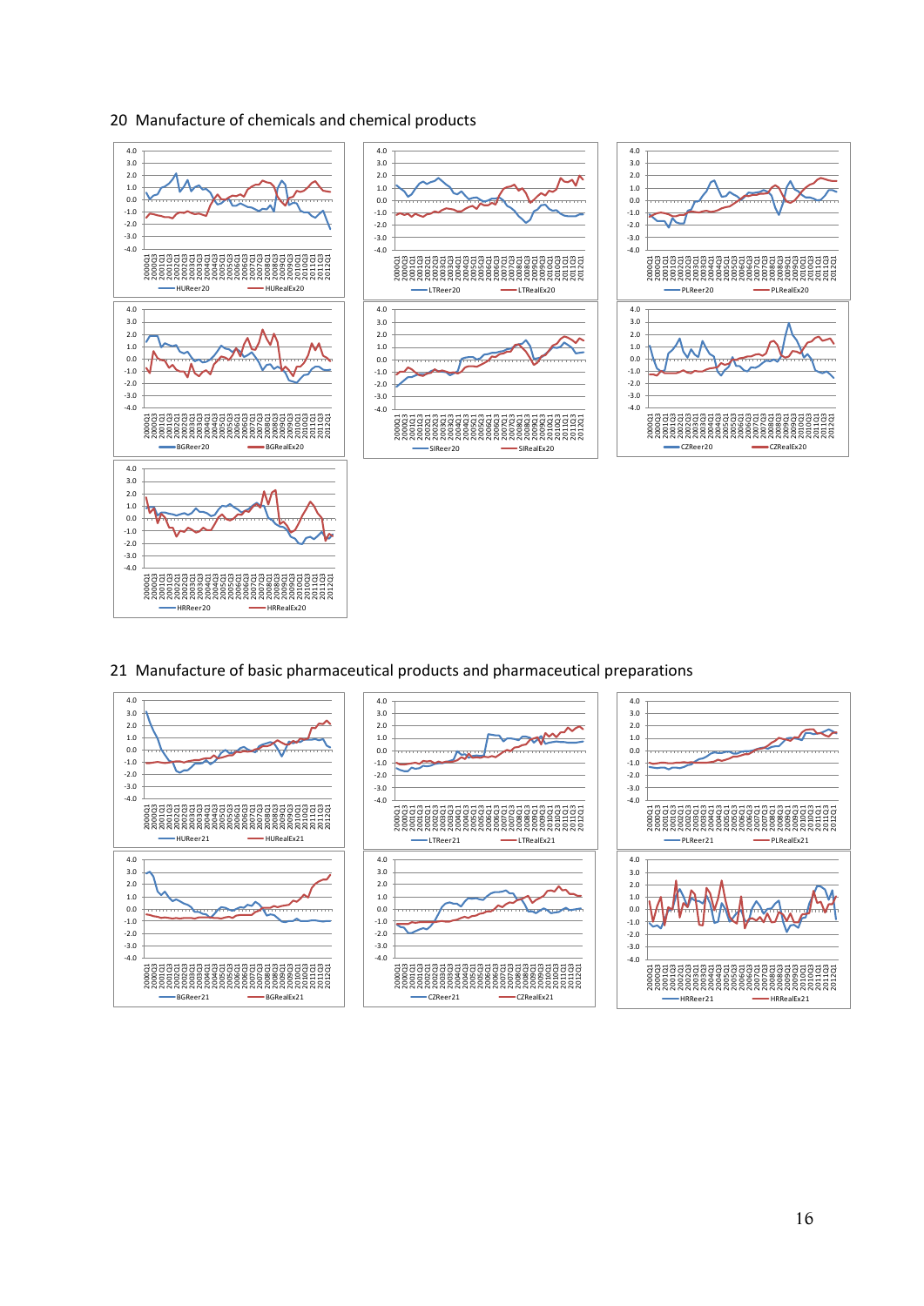## 20 Manufacture of chemicals and chemical products

## 21 Manufacture of basic pharmaceutical products and pharmaceutical preparations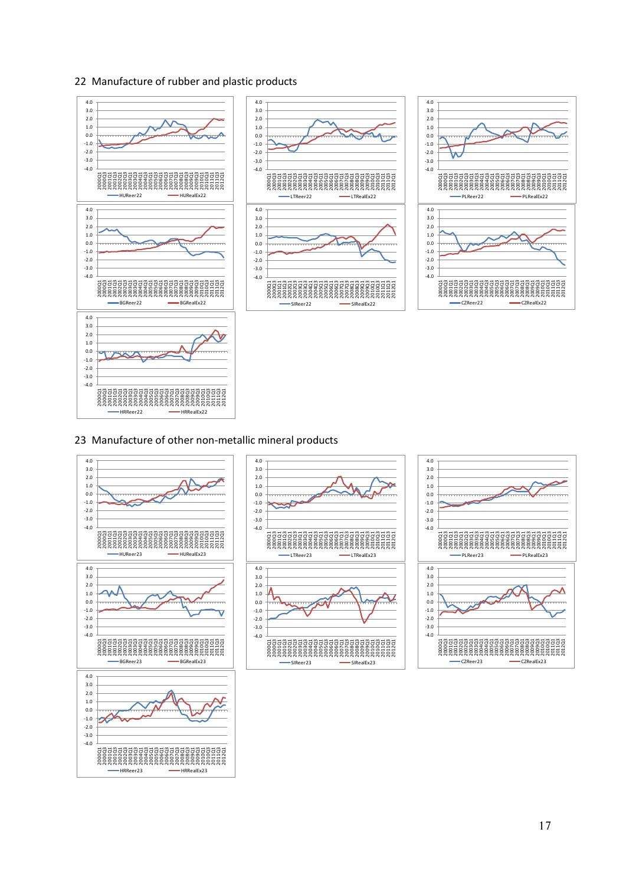## 22 Manufacture of rubber and plastic products

HUReer22 — HURealEx22

LTReer22 — LTRealEx22

PLReer22 — PLRealEx22

BGReer22 — BGRealEx22

SIReer22 — SIRealEx22

CZReer22 — CZRealEx22

HRReer22 — HRRealEx22

## 23 Manufacture of other non-metallic mineral products

HUReer23 — HURealEx23

LTReer23 — LTRealEx23

PLReer23 — PLRealEx23

BGReer23 — BGRealEx23

SIReer23 — SIRealEx23

CZReer23 — CZRealEx23

HRReer23 — HRRealEx23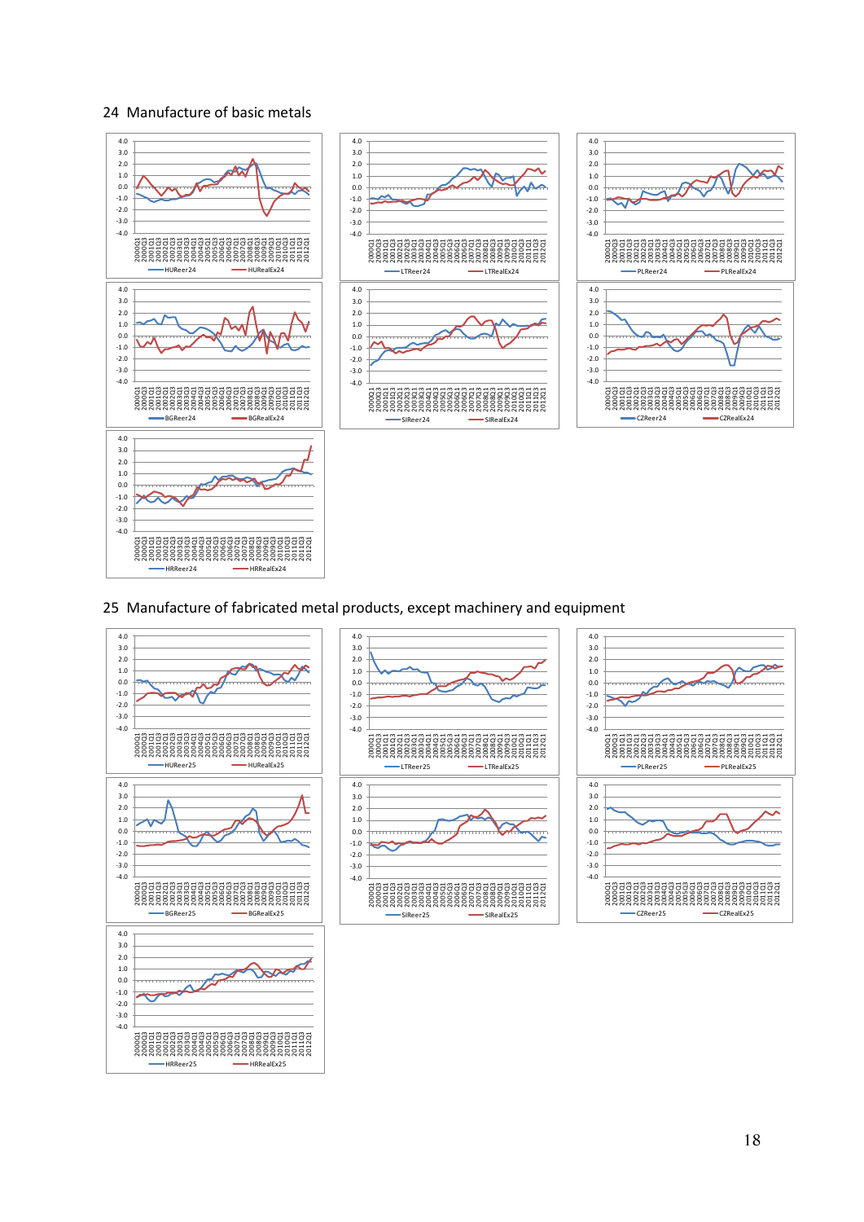## 24 Manufacture of basic metals

HUReer24 HURealEx24

LTReer24 LTRealEx24

PLReer24 PLRealEx24

BGReer24 BGRealEx24

SIReer24 SIRealEx24

CZReer24 CZRealEx24

HRReer24 HRRealEx24

## 25 Manufacture of fabricated metal products, except machinery and equipment

HUReer25 HURealEx25

LTReer25 LTRealEx25

PLReer25 PLRealEx25

BGReer25 BGRealEx25

SIReer25 SIRealEx25

CZReer25 CZRealEx25

HRReer25 HRRealEx25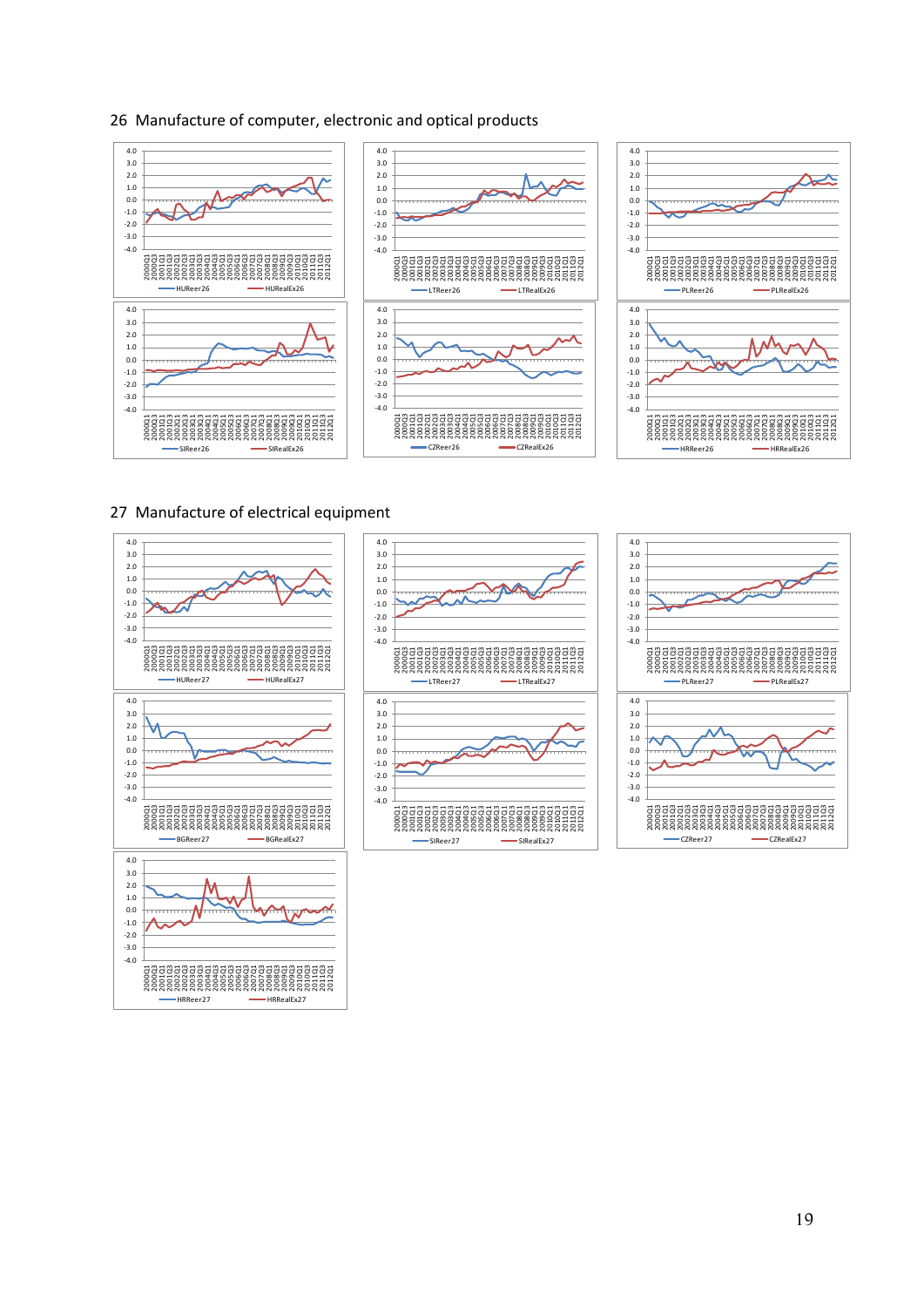## 26 Manufacture of computer, electronic and optical products

## 27 Manufacture of electrical equipment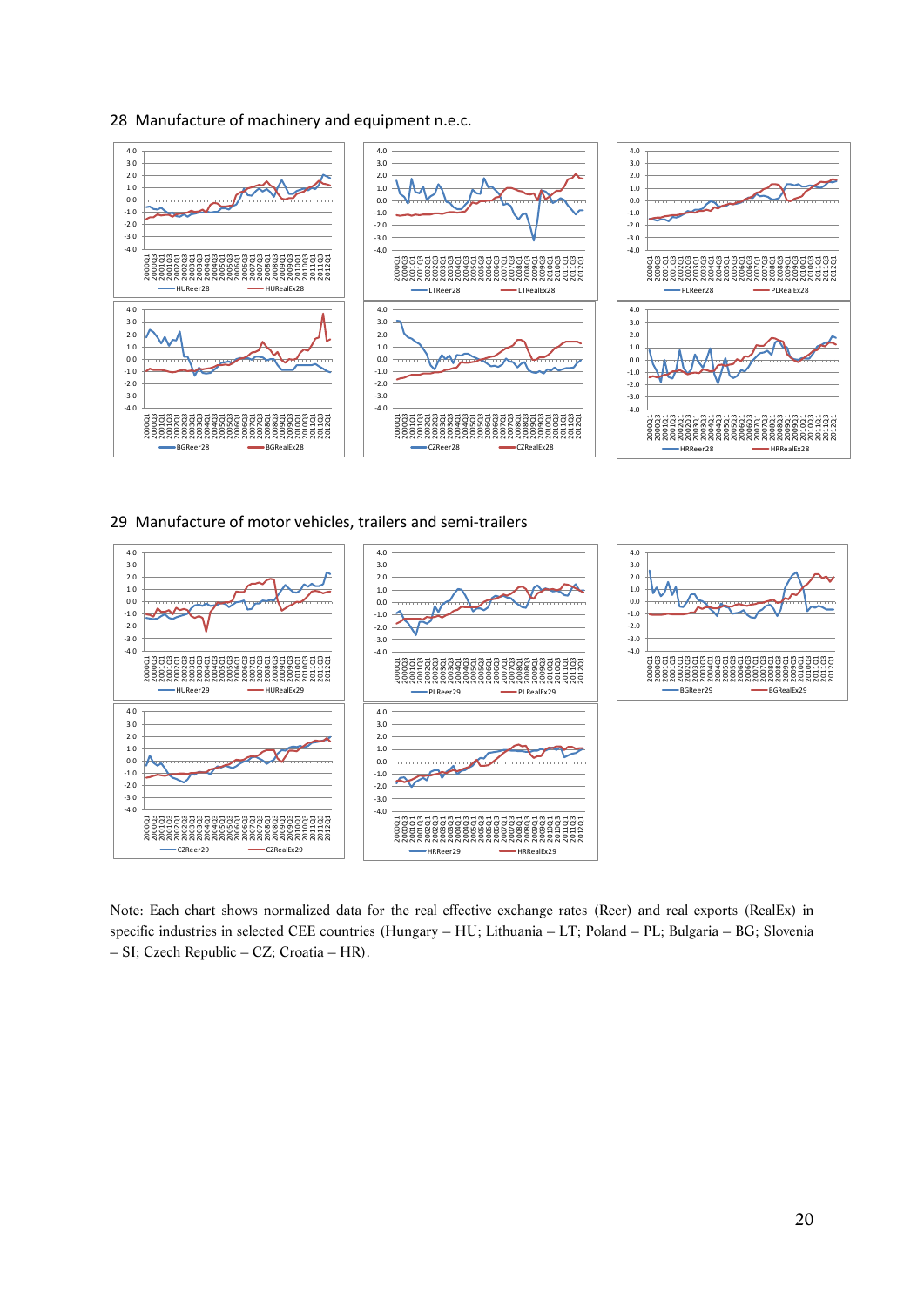28 Manufacture of machinery and equipment n.e.c.

HUReer28 HURealEx28

LTReer28 LTRealEx28

PLReer28 PLRealEx28

BGReer28 BGRealEx28

CZReer28 CZRealEx28

HRReer28 HRRealEx28

29 Manufacture of motor vehicles, trailers and semi-trailers

HUReer29 HURealEx29

PLReer29 PLRealEx29

BGReer29 BGRealEx29

CZReer29 CZRealEx29

HRReer29 HRRealEx29

Note: Each chart shows normalized data for the real effective exchange rates (Reer) and real exports (RealEx) in specific industries in selected CEE countries (Hungary – HU; Lithuania – LT; Poland – PL; Bulgaria – BG; Slovenia – SI; Czech Republic – CZ; Croatia – HR).